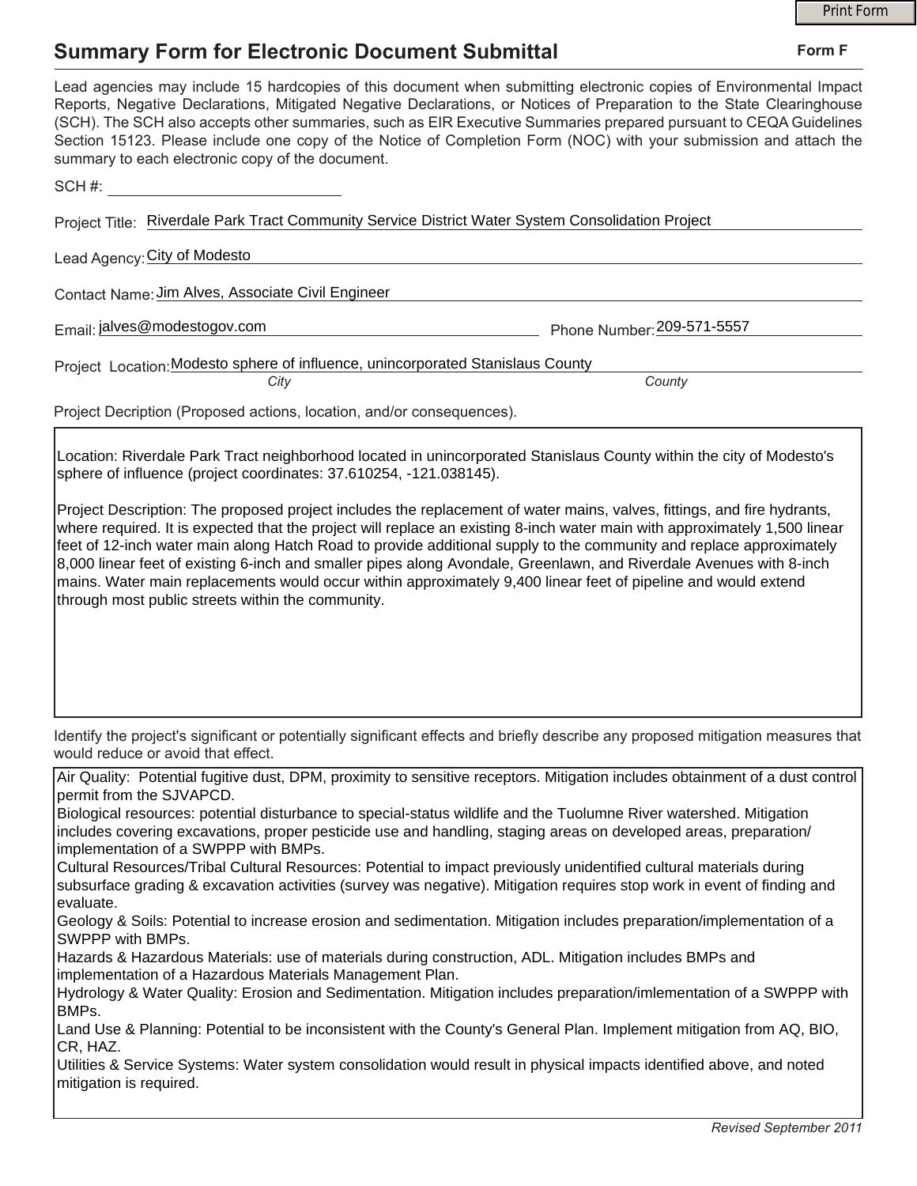# Summary Form for Electronic Document Submittal

**Form F**

Lead agencies may include 15 hardcopies of this document when submitting electronic copies of Environmental Impact Reports, Negative Declarations, Mitigated Negative Declarations, or Notices of Preparation to the State Clearinghouse (SCH). The SCH also accepts other summaries, such as EIR Executive Summaries prepared pursuant to CEQA Guidelines Section 15123. Please include one copy of the Notice of Completion Form (NOC) with your submission and attach the summary to each electronic copy of the document.

SCH #: ____________________

Project Title: Riverdale Park Tract Community Service District Water System Consolidation Project

Lead Agency: City of Modesto

Contact Name: Jim Alves, Associate Civil Engineer

Email: jalves@modestogov.com    Phone Number: 209-571-5557

Project Location: Modesto sphere of influence, unincorporated Stanislaus County
*City*    *County*

Project Decription (Proposed actions, location, and/or consequences).

Location: Riverdale Park Tract neighborhood located in unincorporated Stanislaus County within the city of Modesto's sphere of influence (project coordinates: 37.610254, -121.038145).

Project Description: The proposed project includes the replacement of water mains, valves, fittings, and fire hydrants, where required. It is expected that the project will replace an existing 8-inch water main with approximately 1,500 linear feet of 12-inch water main along Hatch Road to provide additional supply to the community and replace approximately 8,000 linear feet of existing 6-inch and smaller pipes along Avondale, Greenlawn, and Riverdale Avenues with 8-inch mains. Water main replacements would occur within approximately 9,400 linear feet of pipeline and would extend through most public streets within the community.

Identify the project's significant or potentially significant effects and briefly describe any proposed mitigation measures that would reduce or avoid that effect.

Air Quality: Potential fugitive dust, DPM, proximity to sensitive receptors. Mitigation includes obtainment of a dust control permit from the SJVAPCD.
Biological resources: potential disturbance to special-status wildlife and the Tuolumne River watershed. Mitigation includes covering excavations, proper pesticide use and handling, staging areas on developed areas, preparation/ implementation of a SWPPP with BMPs.
Cultural Resources/Tribal Cultural Resources: Potential to impact previously unidentified cultural materials during subsurface grading & excavation activities (survey was negative). Mitigation requires stop work in event of finding and evaluate.
Geology & Soils: Potential to increase erosion and sedimentation. Mitigation includes preparation/implementation of a SWPPP with BMPs.
Hazards & Hazardous Materials: use of materials during construction, ADL. Mitigation includes BMPs and implementation of a Hazardous Materials Management Plan.
Hydrology & Water Quality: Erosion and Sedimentation. Mitigation includes preparation/imlementation of a SWPPP with BMPs.
Land Use & Planning: Potential to be inconsistent with the County's General Plan. Implement mitigation from AQ, BIO, CR, HAZ.
Utilities & Service Systems: Water system consolidation would result in physical impacts identified above, and noted mitigation is required.

*Revised September 2011*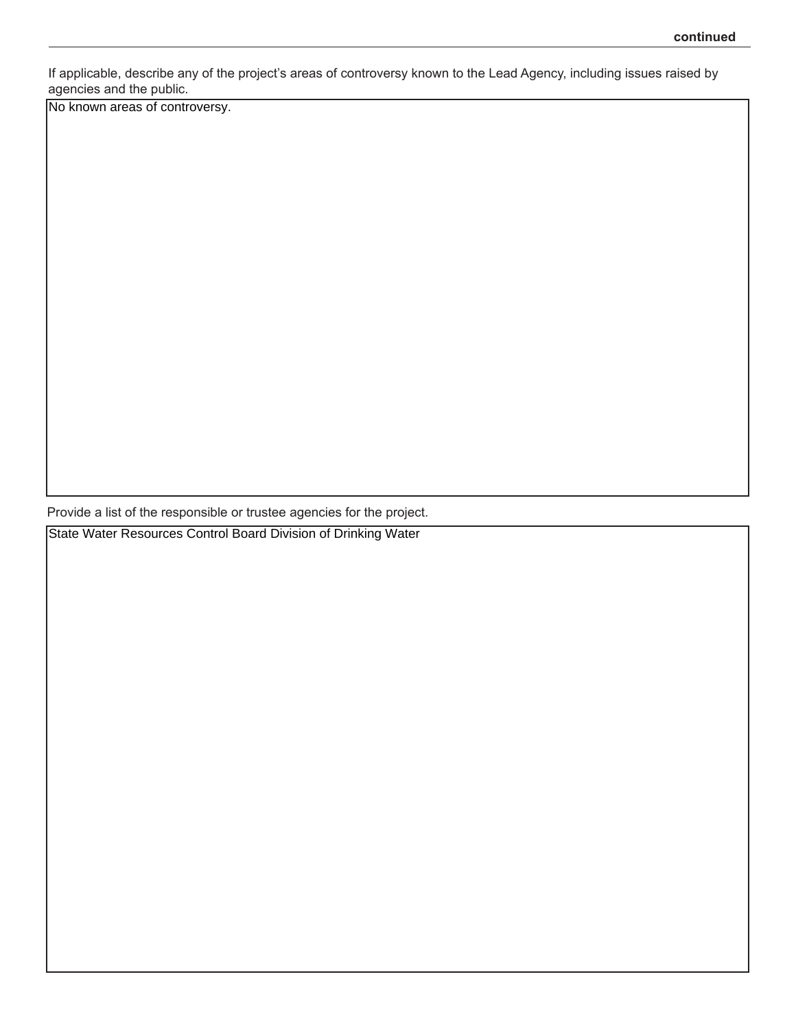If applicable, describe any of the project's areas of controversy known to the Lead Agency, including issues raised by agencies and the public.

No known areas of controversy.

Provide a list of the responsible or trustee agencies for the project.

State Water Resources Control Board Division of Drinking Water